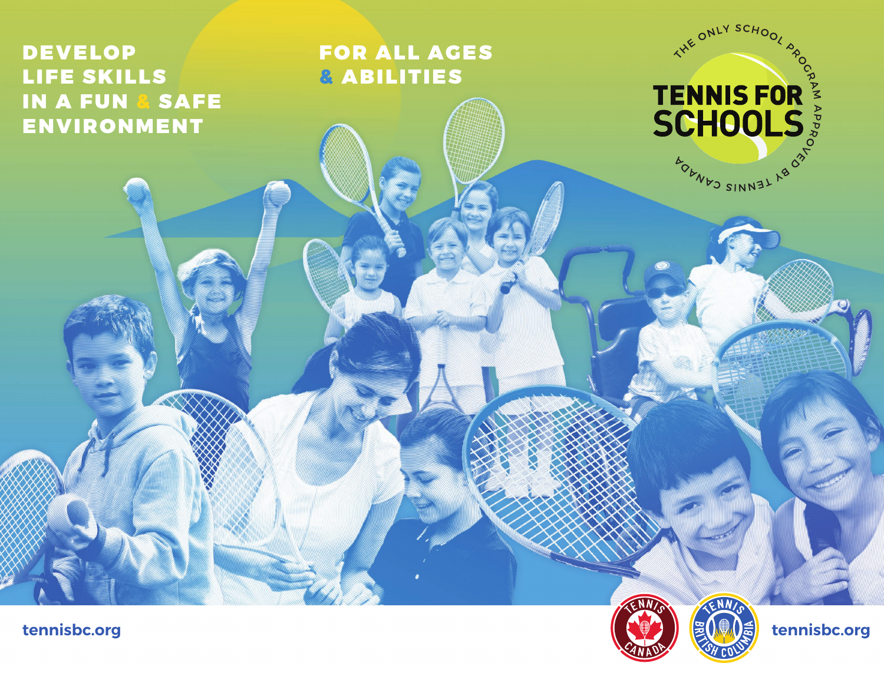# DEVELOP LIFE SKILLS IN A FUN & SAFE ENVIRONMENT

# FOR ALL AGES & ABILITIES

THE ONLY SCHOOL PROGRAM APPROVED BY TENNIS CANADA

## TENNIS FOR SCHOOLS

tennisbc.org

TENNIS CANADA

TENNIS BRITISH COLUMBIA

tennisbc.org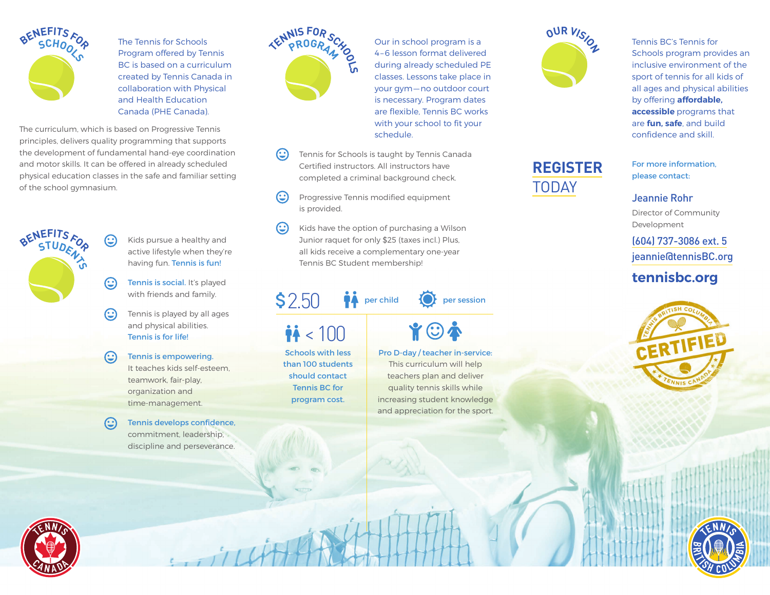## BENEFITS FOR SCHOOLS

The Tennis for Schools Program offered by Tennis BC is based on a curriculum created by Tennis Canada in collaboration with Physical and Health Education Canada (PHE Canada).

The curriculum, which is based on Progressive Tennis principles, delivers quality programming that supports the development of fundamental hand-eye coordination and motor skills. It can be offered in already scheduled physical education classes in the safe and familiar setting of the school gymnasium.

## BENEFITS FOR STUDENTS

- Kids pursue a healthy and active lifestyle when they're having fun. Tennis is fun!
- Tennis is social. It's played with friends and family.
- Tennis is played by all ages and physical abilities. Tennis is for life!
- Tennis is empowering. It teaches kids self-esteem, teamwork, fair-play, organization and time-management.
- Tennis develops confidence, commitment, leadership, discipline and perseverance.

## TENNIS FOR SCHOOLS PROGRAM

Our in school program is a 4–6 lesson format delivered during already scheduled PE classes. Lessons take place in your gym—no outdoor court is necessary. Program dates are flexible, Tennis BC works with your school to fit your schedule.

- Tennis for Schools is taught by Tennis Canada Certified instructors. All instructors have completed a criminal background check.
- Progressive Tennis modified equipment is provided.
- Kids have the option of purchasing a Wilson Junior raquet for only $25 (taxes incl.) Plus, all kids receive a complementary one-year Tennis BC Student membership!

$2.50 per child per session

< 100

Schools with less than 100 students should contact Tennis BC for program cost.

Pro D-day / teacher in-service: This curriculum will help teachers plan and deliver quality tennis skills while increasing student knowledge and appreciation for the sport.

## OUR VISION

Tennis BC's Tennis for Schools program provides an inclusive environment of the sport of tennis for all kids of all ages and physical abilities by offering **affordable, accessible** programs that are **fun, safe**, and build confidence and skill.

## REGISTER TODAY

For more information, please contact:

Jeannie Rohr

Director of Community Development

(604) 737-3086 ext. 5

jeannie@tennisBC.org

**tennisbc.org**

TENNIS BRITISH COLUMBIA CERTIFIED TENNIS CANADA

TENNIS CANADA

TENNIS BRITISH COLUMBIA